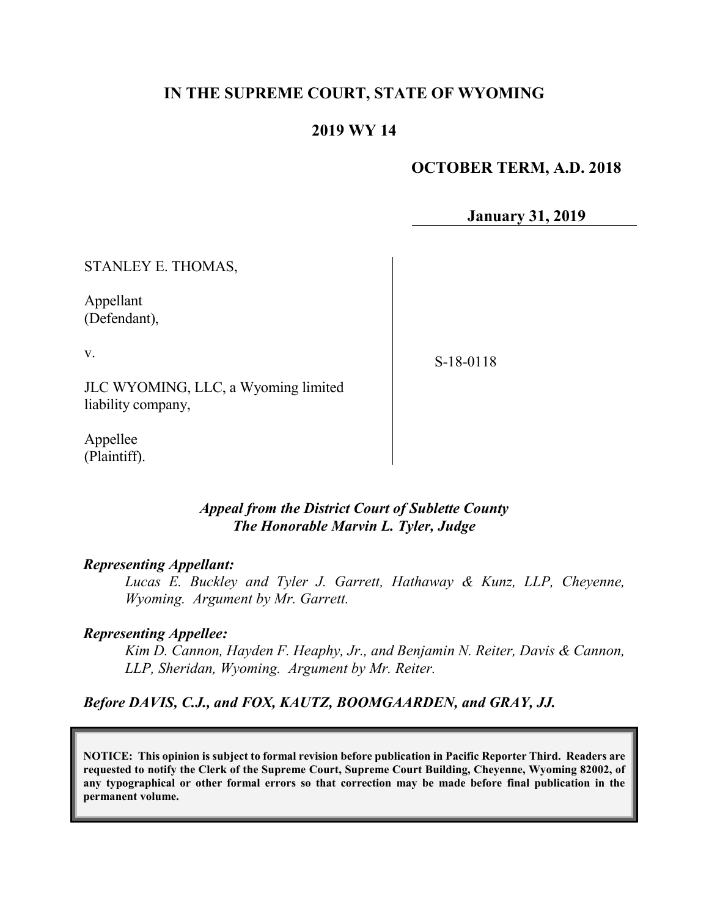# IN THE SUPREME COURT, STATE OF WYOMING

## 2019 WY 14

**OCTOBER TERM, A.D. 2018**

**January 31, 2019**

| | |
|---|---|
| STANLEY E. THOMAS,<br><br>Appellant<br>(Defendant),<br><br>v.<br><br>JLC WYOMING, LLC, a Wyoming limited liability company,<br><br>Appellee<br>(Plaintiff). | S-18-0118 |

***Appeal from the District Court of Sublette County***
***The Honorable Marvin L. Tyler, Judge***

***Representing Appellant:***

*Lucas E. Buckley and Tyler J. Garrett, Hathaway & Kunz, LLP, Cheyenne, Wyoming. Argument by Mr. Garrett.*

***Representing Appellee:***

*Kim D. Cannon, Hayden F. Heaphy, Jr., and Benjamin N. Reiter, Davis & Cannon, LLP, Sheridan, Wyoming. Argument by Mr. Reiter.*

***Before DAVIS, C.J., and FOX, KAUTZ, BOOMGAARDEN, and GRAY, JJ.***

**NOTICE: This opinion is subject to formal revision before publication in Pacific Reporter Third. Readers are requested to notify the Clerk of the Supreme Court, Supreme Court Building, Cheyenne, Wyoming 82002, of any typographical or other formal errors so that correction may be made before final publication in the permanent volume.**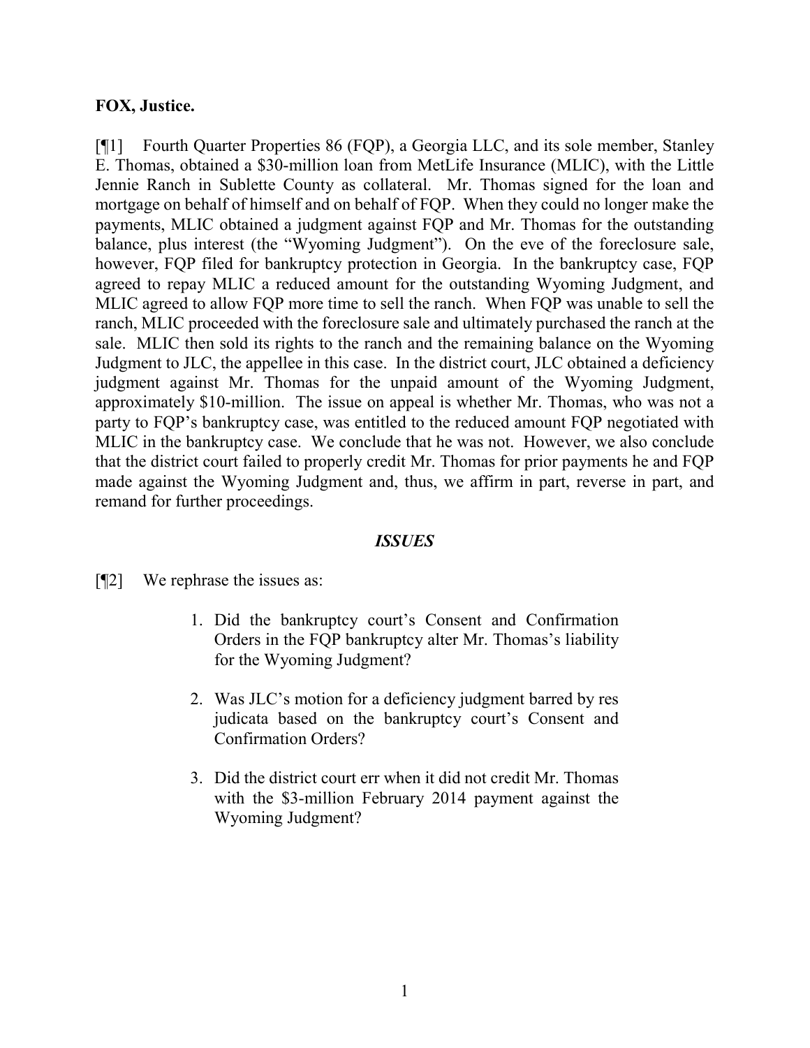**FOX, Justice.**

[¶1] Fourth Quarter Properties 86 (FQP), a Georgia LLC, and its sole member, Stanley E. Thomas, obtained a $30-million loan from MetLife Insurance (MLIC), with the Little Jennie Ranch in Sublette County as collateral. Mr. Thomas signed for the loan and mortgage on behalf of himself and on behalf of FQP. When they could no longer make the payments, MLIC obtained a judgment against FQP and Mr. Thomas for the outstanding balance, plus interest (the "Wyoming Judgment"). On the eve of the foreclosure sale, however, FQP filed for bankruptcy protection in Georgia. In the bankruptcy case, FQP agreed to repay MLIC a reduced amount for the outstanding Wyoming Judgment, and MLIC agreed to allow FQP more time to sell the ranch. When FQP was unable to sell the ranch, MLIC proceeded with the foreclosure sale and ultimately purchased the ranch at the sale. MLIC then sold its rights to the ranch and the remaining balance on the Wyoming Judgment to JLC, the appellee in this case. In the district court, JLC obtained a deficiency judgment against Mr. Thomas for the unpaid amount of the Wyoming Judgment, approximately $10-million. The issue on appeal is whether Mr. Thomas, who was not a party to FQP's bankruptcy case, was entitled to the reduced amount FQP negotiated with MLIC in the bankruptcy case. We conclude that he was not. However, we also conclude that the district court failed to properly credit Mr. Thomas for prior payments he and FQP made against the Wyoming Judgment and, thus, we affirm in part, reverse in part, and remand for further proceedings.

## *ISSUES*

[¶2] We rephrase the issues as:

1. Did the bankruptcy court's Consent and Confirmation Orders in the FQP bankruptcy alter Mr. Thomas's liability for the Wyoming Judgment?

2. Was JLC's motion for a deficiency judgment barred by res judicata based on the bankruptcy court's Consent and Confirmation Orders?

3. Did the district court err when it did not credit Mr. Thomas with the $3-million February 2014 payment against the Wyoming Judgment?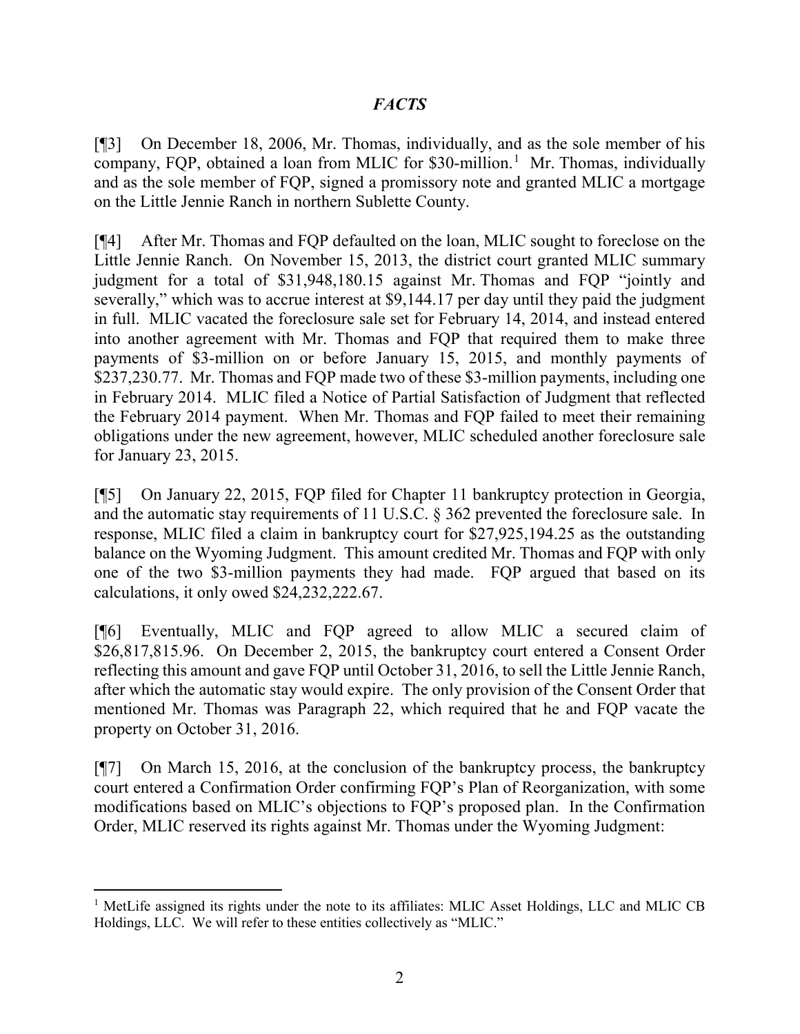## *FACTS*

[¶3] On December 18, 2006, Mr. Thomas, individually, and as the sole member of his company, FQP, obtained a loan from MLIC for $30-million.[1] Mr. Thomas, individually and as the sole member of FQP, signed a promissory note and granted MLIC a mortgage on the Little Jennie Ranch in northern Sublette County.

[¶4] After Mr. Thomas and FQP defaulted on the loan, MLIC sought to foreclose on the Little Jennie Ranch. On November 15, 2013, the district court granted MLIC summary judgment for a total of $31,948,180.15 against Mr. Thomas and FQP "jointly and severally," which was to accrue interest at $9,144.17 per day until they paid the judgment in full. MLIC vacated the foreclosure sale set for February 14, 2014, and instead entered into another agreement with Mr. Thomas and FQP that required them to make three payments of $3-million on or before January 15, 2015, and monthly payments of $237,230.77. Mr. Thomas and FQP made two of these $3-million payments, including one in February 2014. MLIC filed a Notice of Partial Satisfaction of Judgment that reflected the February 2014 payment. When Mr. Thomas and FQP failed to meet their remaining obligations under the new agreement, however, MLIC scheduled another foreclosure sale for January 23, 2015.

[¶5] On January 22, 2015, FQP filed for Chapter 11 bankruptcy protection in Georgia, and the automatic stay requirements of 11 U.S.C. § 362 prevented the foreclosure sale. In response, MLIC filed a claim in bankruptcy court for $27,925,194.25 as the outstanding balance on the Wyoming Judgment. This amount credited Mr. Thomas and FQP with only one of the two $3-million payments they had made. FQP argued that based on its calculations, it only owed $24,232,222.67.

[¶6] Eventually, MLIC and FQP agreed to allow MLIC a secured claim of $26,817,815.96. On December 2, 2015, the bankruptcy court entered a Consent Order reflecting this amount and gave FQP until October 31, 2016, to sell the Little Jennie Ranch, after which the automatic stay would expire. The only provision of the Consent Order that mentioned Mr. Thomas was Paragraph 22, which required that he and FQP vacate the property on October 31, 2016.

[¶7] On March 15, 2016, at the conclusion of the bankruptcy process, the bankruptcy court entered a Confirmation Order confirming FQP's Plan of Reorganization, with some modifications based on MLIC's objections to FQP's proposed plan. In the Confirmation Order, MLIC reserved its rights against Mr. Thomas under the Wyoming Judgment:

---

[1] MetLife assigned its rights under the note to its affiliates: MLIC Asset Holdings, LLC and MLIC CB Holdings, LLC. We will refer to these entities collectively as "MLIC."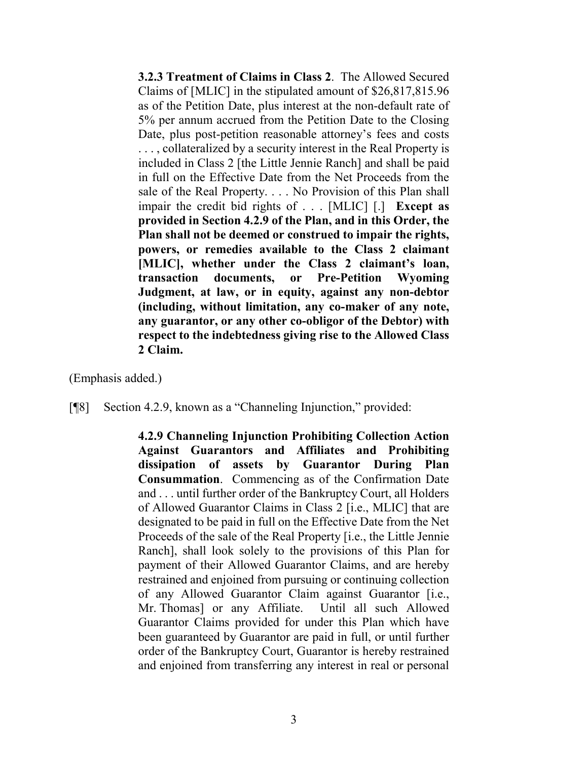> **3.2.3 Treatment of Claims in Class 2**. The Allowed Secured Claims of [MLIC] in the stipulated amount of $26,817,815.96 as of the Petition Date, plus interest at the non-default rate of 5% per annum accrued from the Petition Date to the Closing Date, plus post-petition reasonable attorney's fees and costs . . . , collateralized by a security interest in the Real Property is included in Class 2 [the Little Jennie Ranch] and shall be paid in full on the Effective Date from the Net Proceeds from the sale of the Real Property. . . . No Provision of this Plan shall impair the credit bid rights of . . . [MLIC] [.] **Except as provided in Section 4.2.9 of the Plan, and in this Order, the Plan shall not be deemed or construed to impair the rights, powers, or remedies available to the Class 2 claimant [MLIC], whether under the Class 2 claimant's loan, transaction documents, or Pre-Petition Wyoming Judgment, at law, or in equity, against any non-debtor (including, without limitation, any co-maker of any note, any guarantor, or any other co-obligor of the Debtor) with respect to the indebtedness giving rise to the Allowed Class 2 Claim.**

(Emphasis added.)

[¶8] Section 4.2.9, known as a "Channeling Injunction," provided:

> **4.2.9 Channeling Injunction Prohibiting Collection Action Against Guarantors and Affiliates and Prohibiting dissipation of assets by Guarantor During Plan Consummation**. Commencing as of the Confirmation Date and . . . until further order of the Bankruptcy Court, all Holders of Allowed Guarantor Claims in Class 2 [i.e., MLIC] that are designated to be paid in full on the Effective Date from the Net Proceeds of the sale of the Real Property [i.e., the Little Jennie Ranch], shall look solely to the provisions of this Plan for payment of their Allowed Guarantor Claims, and are hereby restrained and enjoined from pursuing or continuing collection of any Allowed Guarantor Claim against Guarantor [i.e., Mr. Thomas] or any Affiliate. Until all such Allowed Guarantor Claims provided for under this Plan which have been guaranteed by Guarantor are paid in full, or until further order of the Bankruptcy Court, Guarantor is hereby restrained and enjoined from transferring any interest in real or personal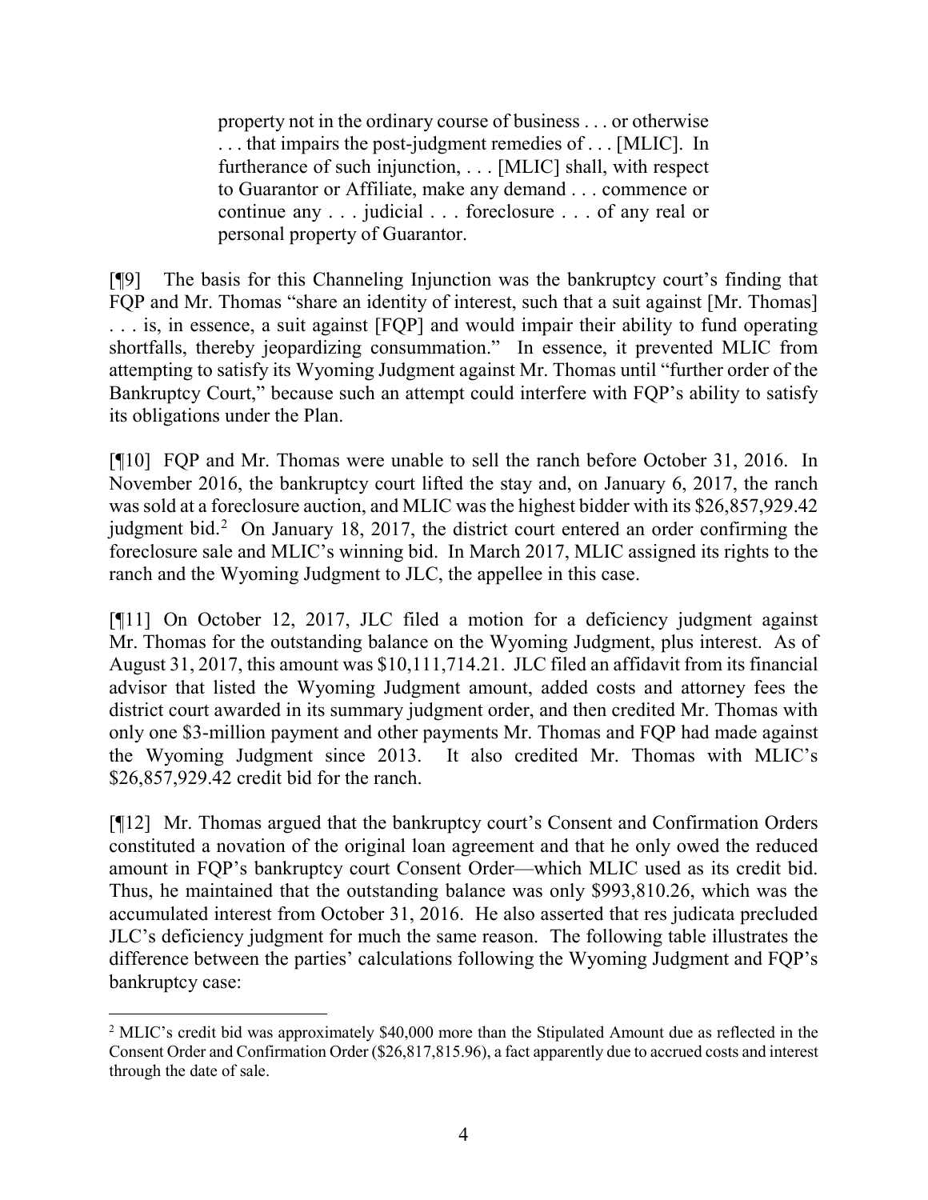> property not in the ordinary course of business . . . or otherwise . . . that impairs the post-judgment remedies of . . . [MLIC]. In furtherance of such injunction, . . . [MLIC] shall, with respect to Guarantor or Affiliate, make any demand . . . commence or continue any . . . judicial . . . foreclosure . . . of any real or personal property of Guarantor.

[¶9] The basis for this Channeling Injunction was the bankruptcy court's finding that FQP and Mr. Thomas "share an identity of interest, such that a suit against [Mr. Thomas] . . . is, in essence, a suit against [FQP] and would impair their ability to fund operating shortfalls, thereby jeopardizing consummation." In essence, it prevented MLIC from attempting to satisfy its Wyoming Judgment against Mr. Thomas until "further order of the Bankruptcy Court," because such an attempt could interfere with FQP's ability to satisfy its obligations under the Plan.

[¶10] FQP and Mr. Thomas were unable to sell the ranch before October 31, 2016. In November 2016, the bankruptcy court lifted the stay and, on January 6, 2017, the ranch was sold at a foreclosure auction, and MLIC was the highest bidder with its $26,857,929.42 judgment bid.[2] On January 18, 2017, the district court entered an order confirming the foreclosure sale and MLIC's winning bid. In March 2017, MLIC assigned its rights to the ranch and the Wyoming Judgment to JLC, the appellee in this case.

[¶11] On October 12, 2017, JLC filed a motion for a deficiency judgment against Mr. Thomas for the outstanding balance on the Wyoming Judgment, plus interest. As of August 31, 2017, this amount was $10,111,714.21. JLC filed an affidavit from its financial advisor that listed the Wyoming Judgment amount, added costs and attorney fees the district court awarded in its summary judgment order, and then credited Mr. Thomas with only one $3-million payment and other payments Mr. Thomas and FQP had made against the Wyoming Judgment since 2013. It also credited Mr. Thomas with MLIC's $26,857,929.42 credit bid for the ranch.

[¶12] Mr. Thomas argued that the bankruptcy court's Consent and Confirmation Orders constituted a novation of the original loan agreement and that he only owed the reduced amount in FQP's bankruptcy court Consent Order—which MLIC used as its credit bid. Thus, he maintained that the outstanding balance was only $993,810.26, which was the accumulated interest from October 31, 2016. He also asserted that res judicata precluded JLC's deficiency judgment for much the same reason. The following table illustrates the difference between the parties' calculations following the Wyoming Judgment and FQP's bankruptcy case:

[2] MLIC's credit bid was approximately $40,000 more than the Stipulated Amount due as reflected in the Consent Order and Confirmation Order ($26,817,815.96), a fact apparently due to accrued costs and interest through the date of sale.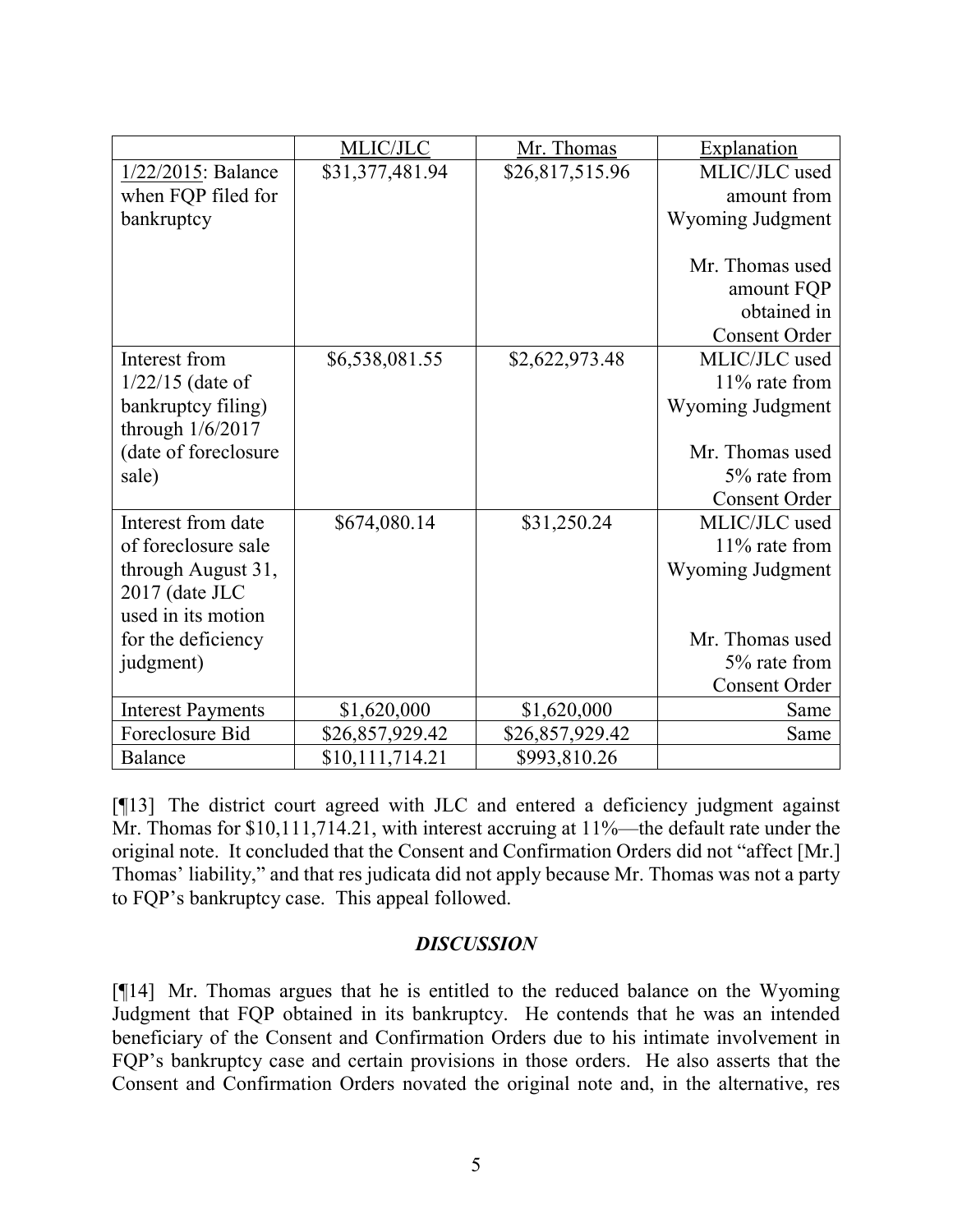| | MLIC/JLC | Mr. Thomas | Explanation |
|---|---|---|---|
| 1/22/2015: Balance when FQP filed for bankruptcy | $31,377,481.94 | $26,817,515.96 | MLIC/JLC used amount from Wyoming Judgment<br><br>Mr. Thomas used amount FQP obtained in Consent Order |
| Interest from 1/22/15 (date of bankruptcy filing) through 1/6/2017 (date of foreclosure sale) | $6,538,081.55 | $2,622,973.48 | MLIC/JLC used 11% rate from Wyoming Judgment<br><br>Mr. Thomas used 5% rate from Consent Order |
| Interest from date of foreclosure sale through August 31, 2017 (date JLC used in its motion for the deficiency judgment) | $674,080.14 | $31,250.24 | MLIC/JLC used 11% rate from Wyoming Judgment<br><br>Mr. Thomas used 5% rate from Consent Order |
| Interest Payments | $1,620,000 | $1,620,000 | Same |
| Foreclosure Bid | $26,857,929.42 | $26,857,929.42 | Same |
| Balance | $10,111,714.21 | $993,810.26 | |

[¶13] The district court agreed with JLC and entered a deficiency judgment against Mr. Thomas for $10,111,714.21, with interest accruing at 11%—the default rate under the original note. It concluded that the Consent and Confirmation Orders did not "affect [Mr.] Thomas' liability," and that res judicata did not apply because Mr. Thomas was not a party to FQP's bankruptcy case. This appeal followed.

### *DISCUSSION*

[¶14] Mr. Thomas argues that he is entitled to the reduced balance on the Wyoming Judgment that FQP obtained in its bankruptcy. He contends that he was an intended beneficiary of the Consent and Confirmation Orders due to his intimate involvement in FQP's bankruptcy case and certain provisions in those orders. He also asserts that the Consent and Confirmation Orders novated the original note and, in the alternative, res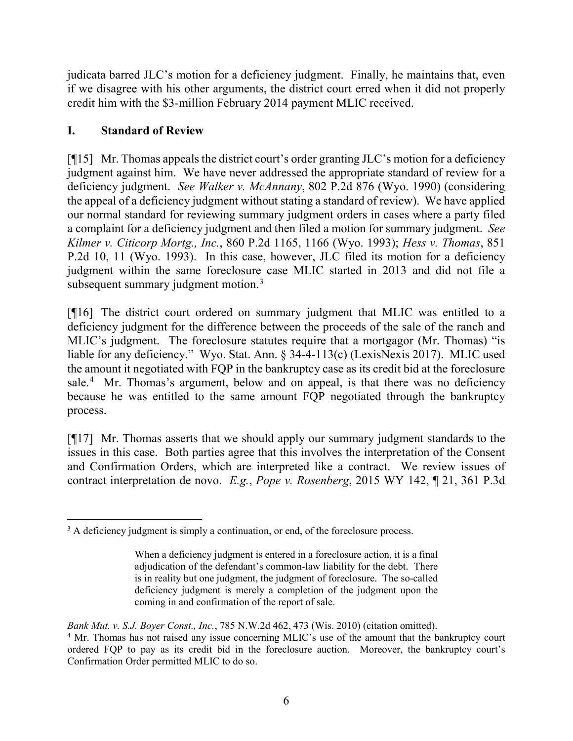judicata barred JLC's motion for a deficiency judgment. Finally, he maintains that, even if we disagree with his other arguments, the district court erred when it did not properly credit him with the $3-million February 2014 payment MLIC received.

## I. Standard of Review

[¶15] Mr. Thomas appeals the district court's order granting JLC's motion for a deficiency judgment against him. We have never addressed the appropriate standard of review for a deficiency judgment. *See Walker v. McAnnany*, 802 P.2d 876 (Wyo. 1990) (considering the appeal of a deficiency judgment without stating a standard of review). We have applied our normal standard for reviewing summary judgment orders in cases where a party filed a complaint for a deficiency judgment and then filed a motion for summary judgment. *See Kilmer v. Citicorp Mortg., Inc.*, 860 P.2d 1165, 1166 (Wyo. 1993); *Hess v. Thomas*, 851 P.2d 10, 11 (Wyo. 1993). In this case, however, JLC filed its motion for a deficiency judgment within the same foreclosure case MLIC started in 2013 and did not file a subsequent summary judgment motion.[3]

[¶16] The district court ordered on summary judgment that MLIC was entitled to a deficiency judgment for the difference between the proceeds of the sale of the ranch and MLIC's judgment. The foreclosure statutes require that a mortgagor (Mr. Thomas) "is liable for any deficiency." Wyo. Stat. Ann. § 34-4-113(c) (LexisNexis 2017). MLIC used the amount it negotiated with FQP in the bankruptcy case as its credit bid at the foreclosure sale.[4] Mr. Thomas's argument, below and on appeal, is that there was no deficiency because he was entitled to the same amount FQP negotiated through the bankruptcy process.

[¶17] Mr. Thomas asserts that we should apply our summary judgment standards to the issues in this case. Both parties agree that this involves the interpretation of the Consent and Confirmation Orders, which are interpreted like a contract. We review issues of contract interpretation de novo. *E.g.*, *Pope v. Rosenberg*, 2015 WY 142, ¶ 21, 361 P.3d

---

[3] A deficiency judgment is simply a continuation, or end, of the foreclosure process.

> When a deficiency judgment is entered in a foreclosure action, it is a final adjudication of the defendant's common-law liability for the debt. There is in reality but one judgment, the judgment of foreclosure. The so-called deficiency judgment is merely a completion of the judgment upon the coming in and confirmation of the report of sale.

*Bank Mut. v. S.J. Boyer Const., Inc.*, 785 N.W.2d 462, 473 (Wis. 2010) (citation omitted).

[4] Mr. Thomas has not raised any issue concerning MLIC's use of the amount that the bankruptcy court ordered FQP to pay as its credit bid in the foreclosure auction. Moreover, the bankruptcy court's Confirmation Order permitted MLIC to do so.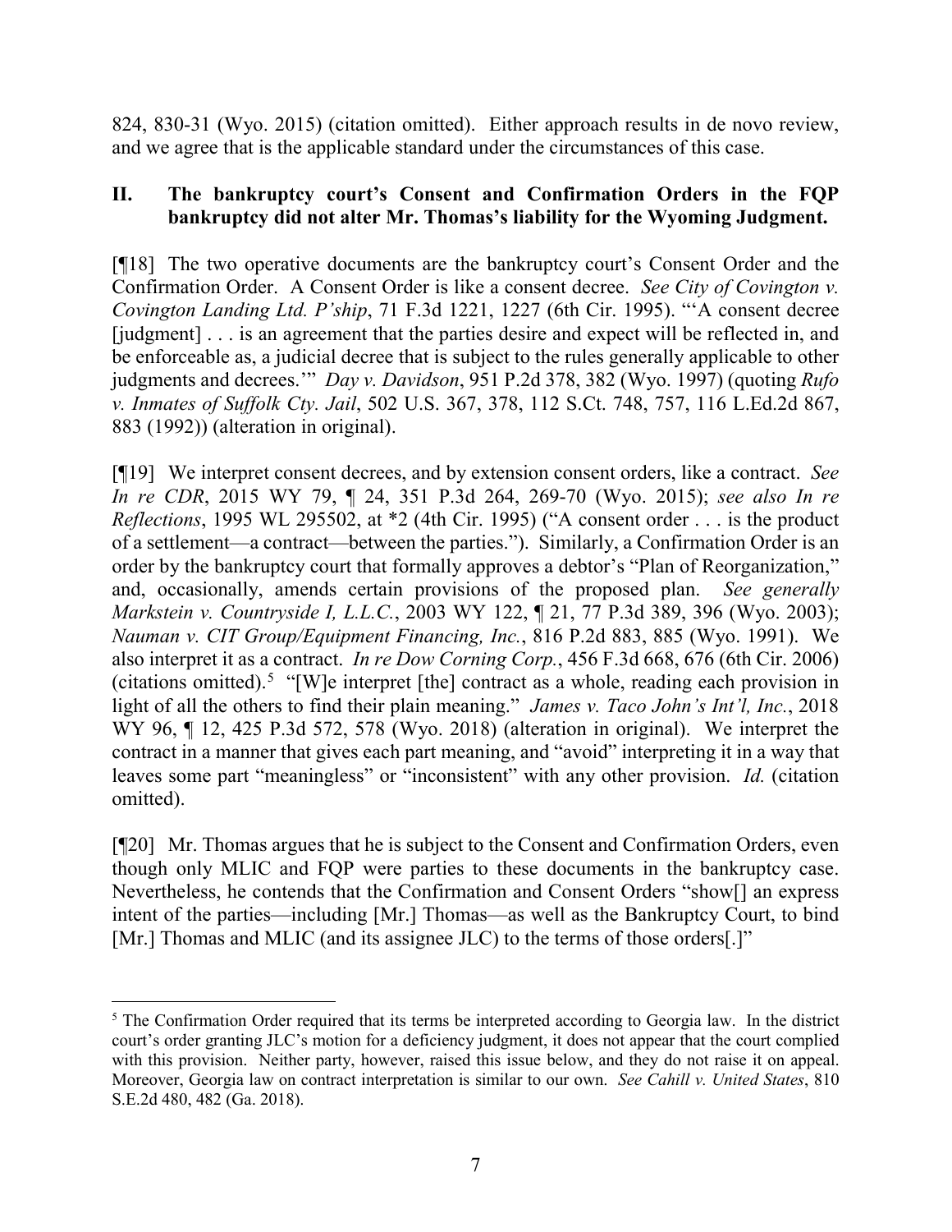824, 830-31 (Wyo. 2015) (citation omitted). Either approach results in de novo review, and we agree that is the applicable standard under the circumstances of this case.

## II. The bankruptcy court's Consent and Confirmation Orders in the FQP bankruptcy did not alter Mr. Thomas's liability for the Wyoming Judgment.

[¶18] The two operative documents are the bankruptcy court's Consent Order and the Confirmation Order. A Consent Order is like a consent decree. *See City of Covington v. Covington Landing Ltd. P'ship*, 71 F.3d 1221, 1227 (6th Cir. 1995). "'A consent decree [judgment] . . . is an agreement that the parties desire and expect will be reflected in, and be enforceable as, a judicial decree that is subject to the rules generally applicable to other judgments and decrees.'" *Day v. Davidson*, 951 P.2d 378, 382 (Wyo. 1997) (quoting *Rufo v. Inmates of Suffolk Cty. Jail*, 502 U.S. 367, 378, 112 S.Ct. 748, 757, 116 L.Ed.2d 867, 883 (1992)) (alteration in original).

[¶19] We interpret consent decrees, and by extension consent orders, like a contract. *See In re CDR*, 2015 WY 79, ¶ 24, 351 P.3d 264, 269-70 (Wyo. 2015); *see also In re Reflections*, 1995 WL 295502, at *2 (4th Cir. 1995) ("A consent order . . . is the product of a settlement—a contract—between the parties."). Similarly, a Confirmation Order is an order by the bankruptcy court that formally approves a debtor's "Plan of Reorganization," and, occasionally, amends certain provisions of the proposed plan. *See generally Markstein v. Countryside I, L.L.C.*, 2003 WY 122, ¶ 21, 77 P.3d 389, 396 (Wyo. 2003); *Nauman v. CIT Group/Equipment Financing, Inc.*, 816 P.2d 883, 885 (Wyo. 1991). We also interpret it as a contract. *In re Dow Corning Corp.*, 456 F.3d 668, 676 (6th Cir. 2006) (citations omitted).[5] "[W]e interpret [the] contract as a whole, reading each provision in light of all the others to find their plain meaning." *James v. Taco John's Int'l, Inc.*, 2018 WY 96, ¶ 12, 425 P.3d 572, 578 (Wyo. 2018) (alteration in original). We interpret the contract in a manner that gives each part meaning, and "avoid" interpreting it in a way that leaves some part "meaningless" or "inconsistent" with any other provision. *Id.* (citation omitted).

[¶20] Mr. Thomas argues that he is subject to the Consent and Confirmation Orders, even though only MLIC and FQP were parties to these documents in the bankruptcy case. Nevertheless, he contends that the Confirmation and Consent Orders "show[] an express intent of the parties—including [Mr.] Thomas—as well as the Bankruptcy Court, to bind [Mr.] Thomas and MLIC (and its assignee JLC) to the terms of those orders[.]"

---

[5] The Confirmation Order required that its terms be interpreted according to Georgia law. In the district court's order granting JLC's motion for a deficiency judgment, it does not appear that the court complied with this provision. Neither party, however, raised this issue below, and they do not raise it on appeal. Moreover, Georgia law on contract interpretation is similar to our own. *See Cahill v. United States*, 810 S.E.2d 480, 482 (Ga. 2018).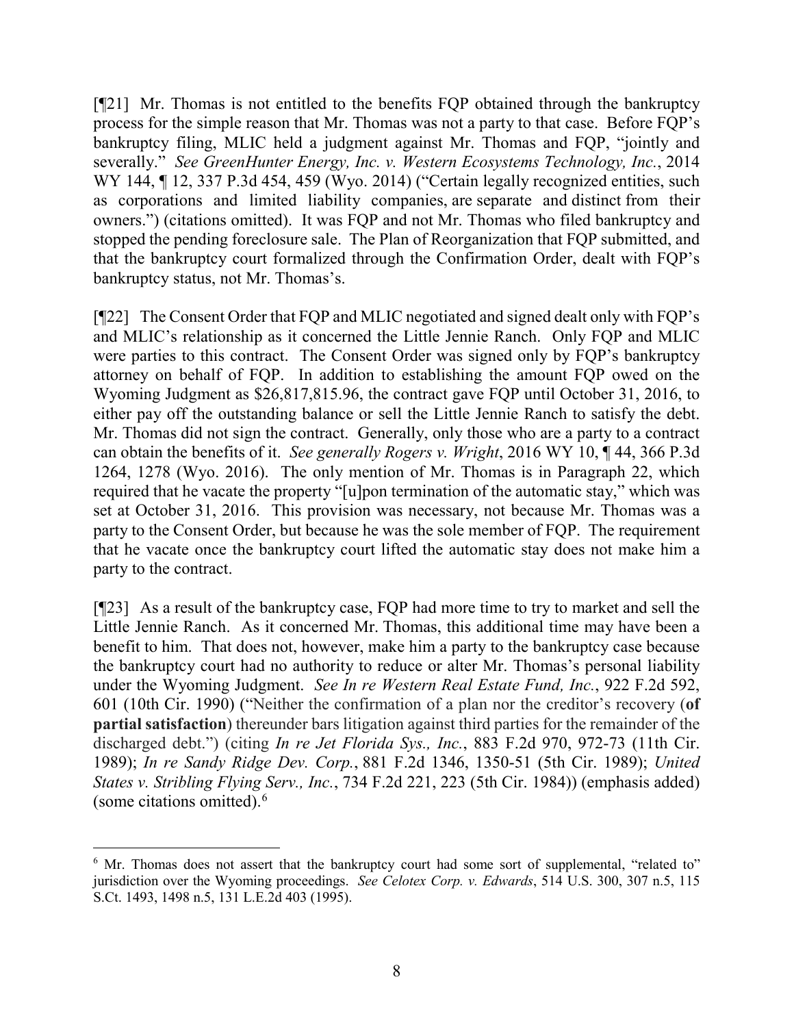[¶21] Mr. Thomas is not entitled to the benefits FQP obtained through the bankruptcy process for the simple reason that Mr. Thomas was not a party to that case. Before FQP's bankruptcy filing, MLIC held a judgment against Mr. Thomas and FQP, "jointly and severally." *See GreenHunter Energy, Inc. v. Western Ecosystems Technology, Inc.*, 2014 WY 144, ¶ 12, 337 P.3d 454, 459 (Wyo. 2014) ("Certain legally recognized entities, such as corporations and limited liability companies, are separate and distinct from their owners.") (citations omitted). It was FQP and not Mr. Thomas who filed bankruptcy and stopped the pending foreclosure sale. The Plan of Reorganization that FQP submitted, and that the bankruptcy court formalized through the Confirmation Order, dealt with FQP's bankruptcy status, not Mr. Thomas's.

[¶22] The Consent Order that FQP and MLIC negotiated and signed dealt only with FQP's and MLIC's relationship as it concerned the Little Jennie Ranch. Only FQP and MLIC were parties to this contract. The Consent Order was signed only by FQP's bankruptcy attorney on behalf of FQP. In addition to establishing the amount FQP owed on the Wyoming Judgment as $26,817,815.96, the contract gave FQP until October 31, 2016, to either pay off the outstanding balance or sell the Little Jennie Ranch to satisfy the debt. Mr. Thomas did not sign the contract. Generally, only those who are a party to a contract can obtain the benefits of it. *See generally Rogers v. Wright*, 2016 WY 10, ¶ 44, 366 P.3d 1264, 1278 (Wyo. 2016). The only mention of Mr. Thomas is in Paragraph 22, which required that he vacate the property "[u]pon termination of the automatic stay," which was set at October 31, 2016. This provision was necessary, not because Mr. Thomas was a party to the Consent Order, but because he was the sole member of FQP. The requirement that he vacate once the bankruptcy court lifted the automatic stay does not make him a party to the contract.

[¶23] As a result of the bankruptcy case, FQP had more time to try to market and sell the Little Jennie Ranch. As it concerned Mr. Thomas, this additional time may have been a benefit to him. That does not, however, make him a party to the bankruptcy case because the bankruptcy court had no authority to reduce or alter Mr. Thomas's personal liability under the Wyoming Judgment. *See In re Western Real Estate Fund, Inc.*, 922 F.2d 592, 601 (10th Cir. 1990) ("Neither the confirmation of a plan nor the creditor's recovery (**of partial satisfaction**) thereunder bars litigation against third parties for the remainder of the discharged debt.") (citing *In re Jet Florida Sys., Inc.*, 883 F.2d 970, 972-73 (11th Cir. 1989); *In re Sandy Ridge Dev. Corp.*, 881 F.2d 1346, 1350-51 (5th Cir. 1989); *United States v. Stribling Flying Serv., Inc.*, 734 F.2d 221, 223 (5th Cir. 1984)) (emphasis added) (some citations omitted).[6]

---

[6] Mr. Thomas does not assert that the bankruptcy court had some sort of supplemental, "related to" jurisdiction over the Wyoming proceedings. *See Celotex Corp. v. Edwards*, 514 U.S. 300, 307 n.5, 115 S.Ct. 1493, 1498 n.5, 131 L.E.2d 403 (1995).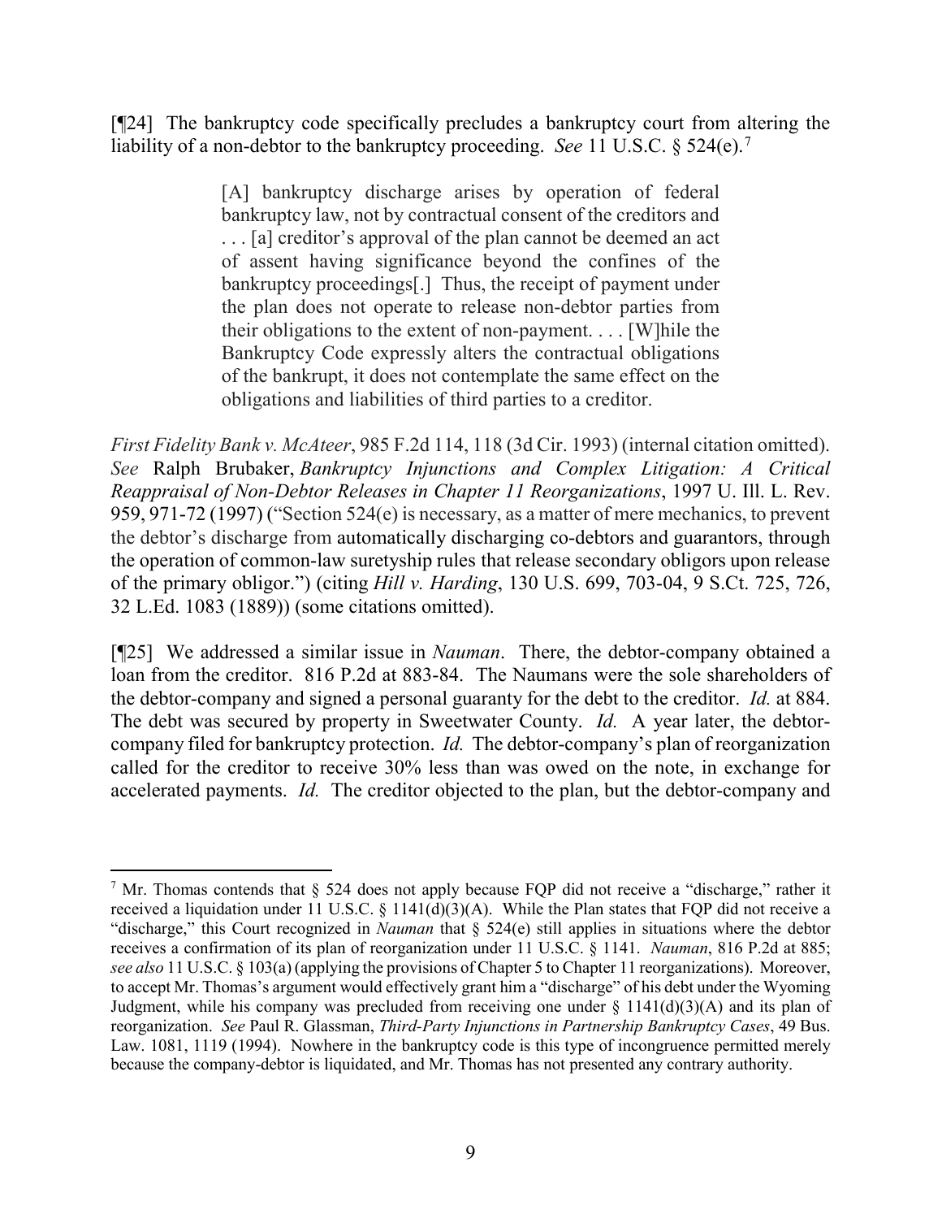[¶24] The bankruptcy code specifically precludes a bankruptcy court from altering the liability of a non-debtor to the bankruptcy proceeding. *See* 11 U.S.C. § 524(e).[7]

> [A] bankruptcy discharge arises by operation of federal bankruptcy law, not by contractual consent of the creditors and . . . [a] creditor's approval of the plan cannot be deemed an act of assent having significance beyond the confines of the bankruptcy proceedings[.] Thus, the receipt of payment under the plan does not operate to release non-debtor parties from their obligations to the extent of non-payment. . . . [W]hile the Bankruptcy Code expressly alters the contractual obligations of the bankrupt, it does not contemplate the same effect on the obligations and liabilities of third parties to a creditor.

*First Fidelity Bank v. McAteer*, 985 F.2d 114, 118 (3d Cir. 1993) (internal citation omitted). *See* Ralph Brubaker, *Bankruptcy Injunctions and Complex Litigation: A Critical Reappraisal of Non-Debtor Releases in Chapter 11 Reorganizations*, 1997 U. Ill. L. Rev. 959, 971-72 (1997) ("Section 524(e) is necessary, as a matter of mere mechanics, to prevent the debtor's discharge from automatically discharging co-debtors and guarantors, through the operation of common-law suretyship rules that release secondary obligors upon release of the primary obligor.") (citing *Hill v. Harding*, 130 U.S. 699, 703-04, 9 S.Ct. 725, 726, 32 L.Ed. 1083 (1889)) (some citations omitted).

[¶25] We addressed a similar issue in *Nauman*. There, the debtor-company obtained a loan from the creditor. 816 P.2d at 883-84. The Naumans were the sole shareholders of the debtor-company and signed a personal guaranty for the debt to the creditor. *Id.* at 884. The debt was secured by property in Sweetwater County. *Id.* A year later, the debtor-company filed for bankruptcy protection. *Id.* The debtor-company's plan of reorganization called for the creditor to receive 30% less than was owed on the note, in exchange for accelerated payments. *Id.* The creditor objected to the plan, but the debtor-company and

---

[7] Mr. Thomas contends that § 524 does not apply because FQP did not receive a "discharge," rather it received a liquidation under 11 U.S.C. § 1141(d)(3)(A). While the Plan states that FQP did not receive a "discharge," this Court recognized in *Nauman* that § 524(e) still applies in situations where the debtor receives a confirmation of its plan of reorganization under 11 U.S.C. § 1141. *Nauman*, 816 P.2d at 885; *see also* 11 U.S.C. § 103(a) (applying the provisions of Chapter 5 to Chapter 11 reorganizations). Moreover, to accept Mr. Thomas's argument would effectively grant him a "discharge" of his debt under the Wyoming Judgment, while his company was precluded from receiving one under § 1141(d)(3)(A) and its plan of reorganization. *See* Paul R. Glassman, *Third-Party Injunctions in Partnership Bankruptcy Cases*, 49 Bus. Law. 1081, 1119 (1994). Nowhere in the bankruptcy code is this type of incongruence permitted merely because the company-debtor is liquidated, and Mr. Thomas has not presented any contrary authority.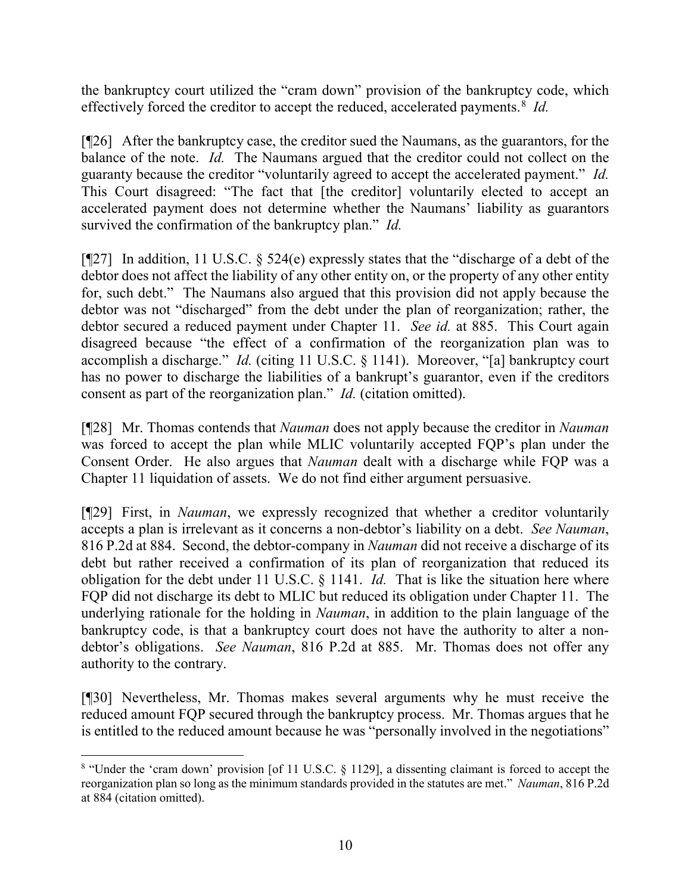the bankruptcy court utilized the "cram down" provision of the bankruptcy code, which effectively forced the creditor to accept the reduced, accelerated payments.[8] *Id.*

[¶26] After the bankruptcy case, the creditor sued the Naumans, as the guarantors, for the balance of the note. *Id.* The Naumans argued that the creditor could not collect on the guaranty because the creditor "voluntarily agreed to accept the accelerated payment." *Id.* This Court disagreed: "The fact that [the creditor] voluntarily elected to accept an accelerated payment does not determine whether the Naumans' liability as guarantors survived the confirmation of the bankruptcy plan." *Id.*

[¶27] In addition, 11 U.S.C. § 524(e) expressly states that the "discharge of a debt of the debtor does not affect the liability of any other entity on, or the property of any other entity for, such debt." The Naumans also argued that this provision did not apply because the debtor was not "discharged" from the debt under the plan of reorganization; rather, the debtor secured a reduced payment under Chapter 11. *See id.* at 885. This Court again disagreed because "the effect of a confirmation of the reorganization plan was to accomplish a discharge." *Id.* (citing 11 U.S.C. § 1141). Moreover, "[a] bankruptcy court has no power to discharge the liabilities of a bankrupt's guarantor, even if the creditors consent as part of the reorganization plan." *Id.* (citation omitted).

[¶28] Mr. Thomas contends that *Nauman* does not apply because the creditor in *Nauman* was forced to accept the plan while MLIC voluntarily accepted FQP's plan under the Consent Order. He also argues that *Nauman* dealt with a discharge while FQP was a Chapter 11 liquidation of assets. We do not find either argument persuasive.

[¶29] First, in *Nauman*, we expressly recognized that whether a creditor voluntarily accepts a plan is irrelevant as it concerns a non-debtor's liability on a debt. *See Nauman*, 816 P.2d at 884. Second, the debtor-company in *Nauman* did not receive a discharge of its debt but rather received a confirmation of its plan of reorganization that reduced its obligation for the debt under 11 U.S.C. § 1141. *Id.* That is like the situation here where FQP did not discharge its debt to MLIC but reduced its obligation under Chapter 11. The underlying rationale for the holding in *Nauman*, in addition to the plain language of the bankruptcy code, is that a bankruptcy court does not have the authority to alter a non-debtor's obligations. *See Nauman*, 816 P.2d at 885. Mr. Thomas does not offer any authority to the contrary.

[¶30] Nevertheless, Mr. Thomas makes several arguments why he must receive the reduced amount FQP secured through the bankruptcy process. Mr. Thomas argues that he is entitled to the reduced amount because he was "personally involved in the negotiations"

---

[8] "Under the 'cram down' provision [of 11 U.S.C. § 1129], a dissenting claimant is forced to accept the reorganization plan so long as the minimum standards provided in the statutes are met." *Nauman*, 816 P.2d at 884 (citation omitted).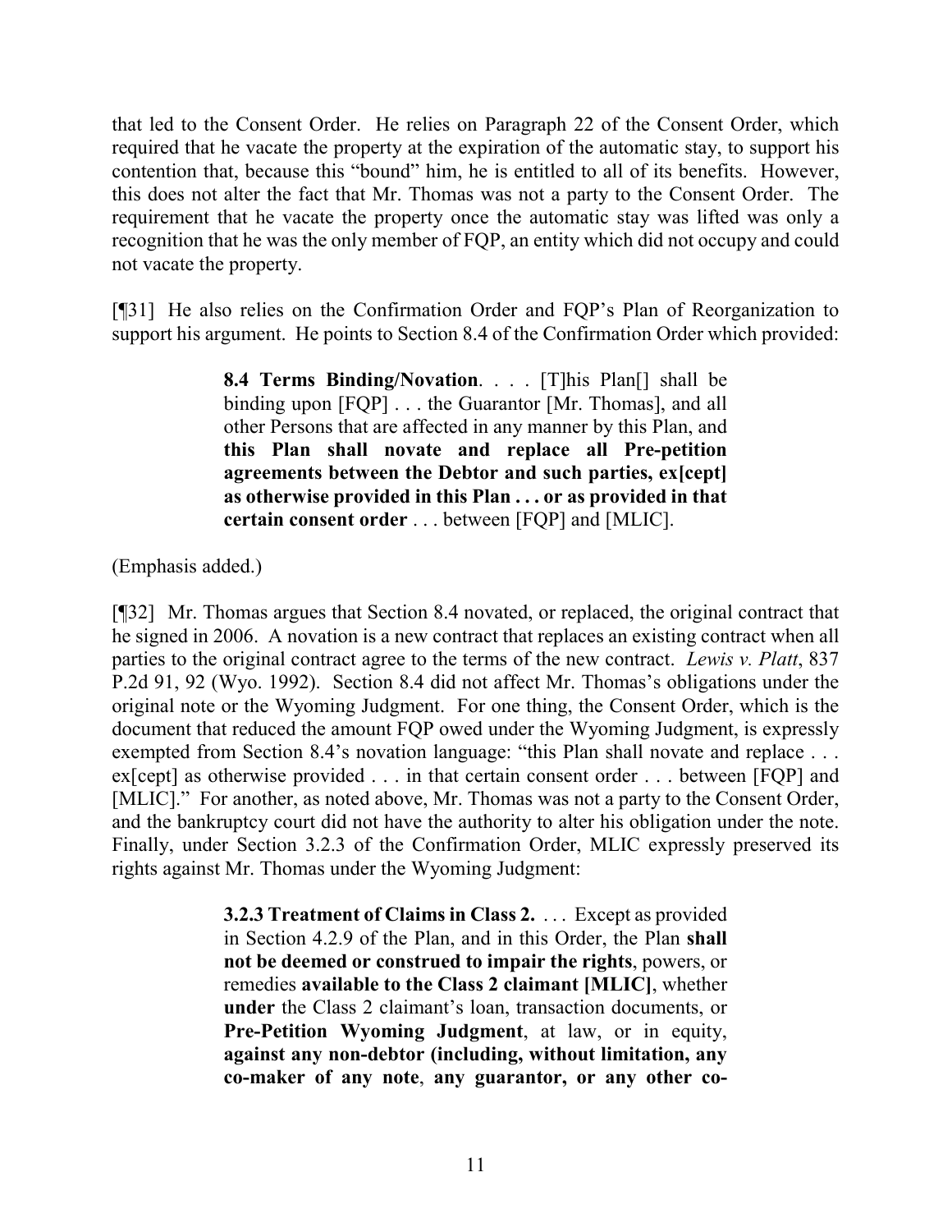that led to the Consent Order. He relies on Paragraph 22 of the Consent Order, which required that he vacate the property at the expiration of the automatic stay, to support his contention that, because this "bound" him, he is entitled to all of its benefits. However, this does not alter the fact that Mr. Thomas was not a party to the Consent Order. The requirement that he vacate the property once the automatic stay was lifted was only a recognition that he was the only member of FQP, an entity which did not occupy and could not vacate the property.

[¶31] He also relies on the Confirmation Order and FQP's Plan of Reorganization to support his argument. He points to Section 8.4 of the Confirmation Order which provided:

> **8.4 Terms Binding/Novation**. . . . [T]his Plan[] shall be binding upon [FQP] . . . the Guarantor [Mr. Thomas], and all other Persons that are affected in any manner by this Plan, and **this Plan shall novate and replace all Pre-petition agreements between the Debtor and such parties, ex[cept] as otherwise provided in this Plan . . . or as provided in that certain consent order** . . . between [FQP] and [MLIC].

(Emphasis added.)

[¶32] Mr. Thomas argues that Section 8.4 novated, or replaced, the original contract that he signed in 2006. A novation is a new contract that replaces an existing contract when all parties to the original contract agree to the terms of the new contract. *Lewis v. Platt*, 837 P.2d 91, 92 (Wyo. 1992). Section 8.4 did not affect Mr. Thomas's obligations under the original note or the Wyoming Judgment. For one thing, the Consent Order, which is the document that reduced the amount FQP owed under the Wyoming Judgment, is expressly exempted from Section 8.4's novation language: "this Plan shall novate and replace . . . ex[cept] as otherwise provided . . . in that certain consent order . . . between [FQP] and [MLIC]." For another, as noted above, Mr. Thomas was not a party to the Consent Order, and the bankruptcy court did not have the authority to alter his obligation under the note. Finally, under Section 3.2.3 of the Confirmation Order, MLIC expressly preserved its rights against Mr. Thomas under the Wyoming Judgment:

> **3.2.3 Treatment of Claims in Class 2.** . . . Except as provided in Section 4.2.9 of the Plan, and in this Order, the Plan **shall not be deemed or construed to impair the rights**, powers, or remedies **available to the Class 2 claimant [MLIC]**, whether **under** the Class 2 claimant's loan, transaction documents, or **Pre-Petition Wyoming Judgment**, at law, or in equity, **against any non-debtor (including, without limitation, any co-maker of any note**, **any guarantor, or any other co-**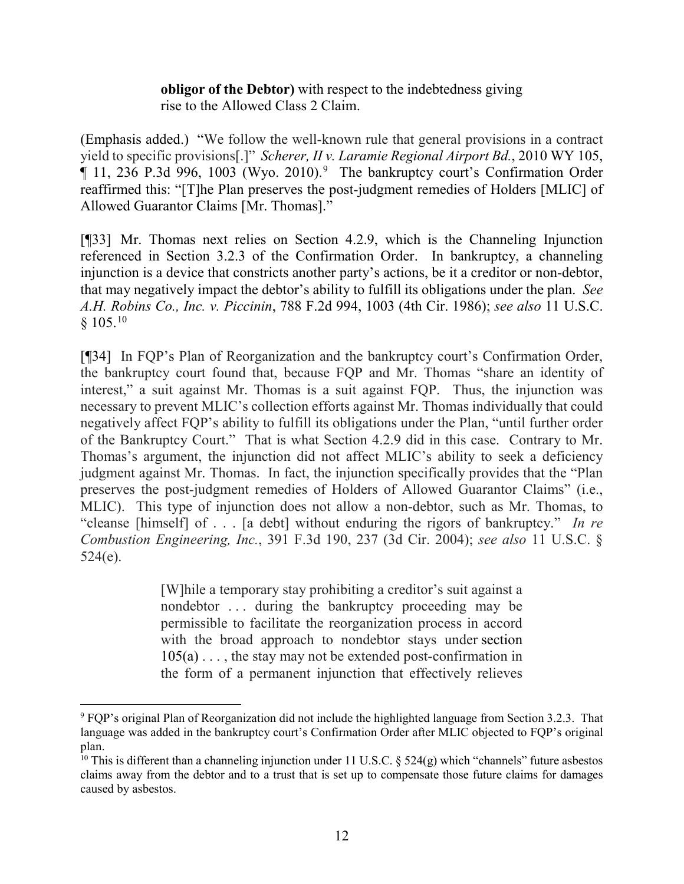> **obligor of the Debtor)** with respect to the indebtedness giving rise to the Allowed Class 2 Claim.

(Emphasis added.) "We follow the well-known rule that general provisions in a contract yield to specific provisions[.]" *Scherer, II v. Laramie Regional Airport Bd.*, 2010 WY 105, ¶ 11, 236 P.3d 996, 1003 (Wyo. 2010).[9] The bankruptcy court's Confirmation Order reaffirmed this: "[T]he Plan preserves the post-judgment remedies of Holders [MLIC] of Allowed Guarantor Claims [Mr. Thomas]."

[¶33] Mr. Thomas next relies on Section 4.2.9, which is the Channeling Injunction referenced in Section 3.2.3 of the Confirmation Order. In bankruptcy, a channeling injunction is a device that constricts another party's actions, be it a creditor or non-debtor, that may negatively impact the debtor's ability to fulfill its obligations under the plan. *See A.H. Robins Co., Inc. v. Piccinin*, 788 F.2d 994, 1003 (4th Cir. 1986); *see also* 11 U.S.C. § 105.[10]

[¶34] In FQP's Plan of Reorganization and the bankruptcy court's Confirmation Order, the bankruptcy court found that, because FQP and Mr. Thomas "share an identity of interest," a suit against Mr. Thomas is a suit against FQP. Thus, the injunction was necessary to prevent MLIC's collection efforts against Mr. Thomas individually that could negatively affect FQP's ability to fulfill its obligations under the Plan, "until further order of the Bankruptcy Court." That is what Section 4.2.9 did in this case. Contrary to Mr. Thomas's argument, the injunction did not affect MLIC's ability to seek a deficiency judgment against Mr. Thomas. In fact, the injunction specifically provides that the "Plan preserves the post-judgment remedies of Holders of Allowed Guarantor Claims" (i.e., MLIC). This type of injunction does not allow a non-debtor, such as Mr. Thomas, to "cleanse [himself] of . . . [a debt] without enduring the rigors of bankruptcy." *In re Combustion Engineering, Inc.*, 391 F.3d 190, 237 (3d Cir. 2004); *see also* 11 U.S.C. § 524(e).

> [W]hile a temporary stay prohibiting a creditor's suit against a nondebtor . . . during the bankruptcy proceeding may be permissible to facilitate the reorganization process in accord with the broad approach to nondebtor stays under section 105(a) . . . , the stay may not be extended post-confirmation in the form of a permanent injunction that effectively relieves

---

[9] FQP's original Plan of Reorganization did not include the highlighted language from Section 3.2.3. That language was added in the bankruptcy court's Confirmation Order after MLIC objected to FQP's original plan.

[10] This is different than a channeling injunction under 11 U.S.C. § 524(g) which "channels" future asbestos claims away from the debtor and to a trust that is set up to compensate those future claims for damages caused by asbestos.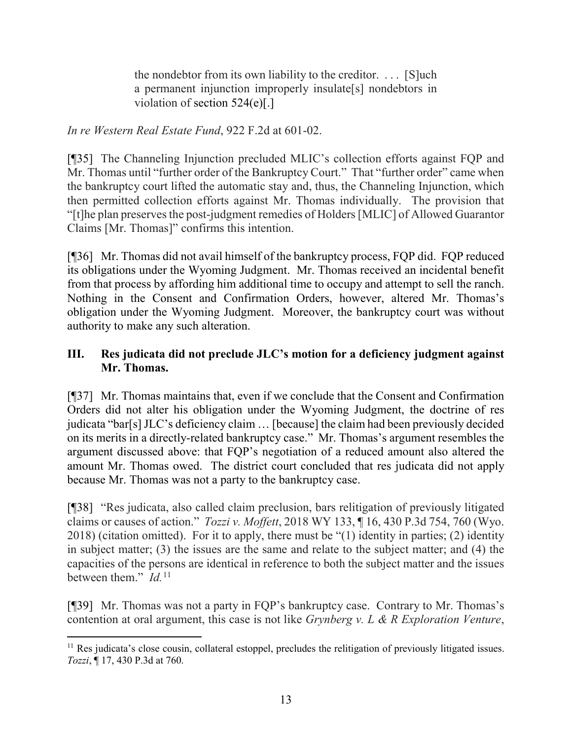> the nondebtor from its own liability to the creditor. . . . [S]uch a permanent injunction improperly insulate[s] nondebtors in violation of section 524(e)[.]

*In re Western Real Estate Fund*, 922 F.2d at 601-02.

[¶35] The Channeling Injunction precluded MLIC's collection efforts against FQP and Mr. Thomas until "further order of the Bankruptcy Court." That "further order" came when the bankruptcy court lifted the automatic stay and, thus, the Channeling Injunction, which then permitted collection efforts against Mr. Thomas individually. The provision that "[t]he plan preserves the post-judgment remedies of Holders [MLIC] of Allowed Guarantor Claims [Mr. Thomas]" confirms this intention.

[¶36] Mr. Thomas did not avail himself of the bankruptcy process, FQP did. FQP reduced its obligations under the Wyoming Judgment. Mr. Thomas received an incidental benefit from that process by affording him additional time to occupy and attempt to sell the ranch. Nothing in the Consent and Confirmation Orders, however, altered Mr. Thomas's obligation under the Wyoming Judgment. Moreover, the bankruptcy court was without authority to make any such alteration.

## III. Res judicata did not preclude JLC's motion for a deficiency judgment against Mr. Thomas.

[¶37] Mr. Thomas maintains that, even if we conclude that the Consent and Confirmation Orders did not alter his obligation under the Wyoming Judgment, the doctrine of res judicata "bar[s] JLC's deficiency claim … [because] the claim had been previously decided on its merits in a directly-related bankruptcy case." Mr. Thomas's argument resembles the argument discussed above: that FQP's negotiation of a reduced amount also altered the amount Mr. Thomas owed. The district court concluded that res judicata did not apply because Mr. Thomas was not a party to the bankruptcy case.

[¶38] "Res judicata, also called claim preclusion, bars relitigation of previously litigated claims or causes of action." *Tozzi v. Moffett*, 2018 WY 133, ¶ 16, 430 P.3d 754, 760 (Wyo. 2018) (citation omitted). For it to apply, there must be "(1) identity in parties; (2) identity in subject matter; (3) the issues are the same and relate to the subject matter; and (4) the capacities of the persons are identical in reference to both the subject matter and the issues between them." *Id.*[11]

[¶39] Mr. Thomas was not a party in FQP's bankruptcy case. Contrary to Mr. Thomas's contention at oral argument, this case is not like *Grynberg v. L & R Exploration Venture*,

---

[11] Res judicata's close cousin, collateral estoppel, precludes the relitigation of previously litigated issues. *Tozzi*, ¶ 17, 430 P.3d at 760.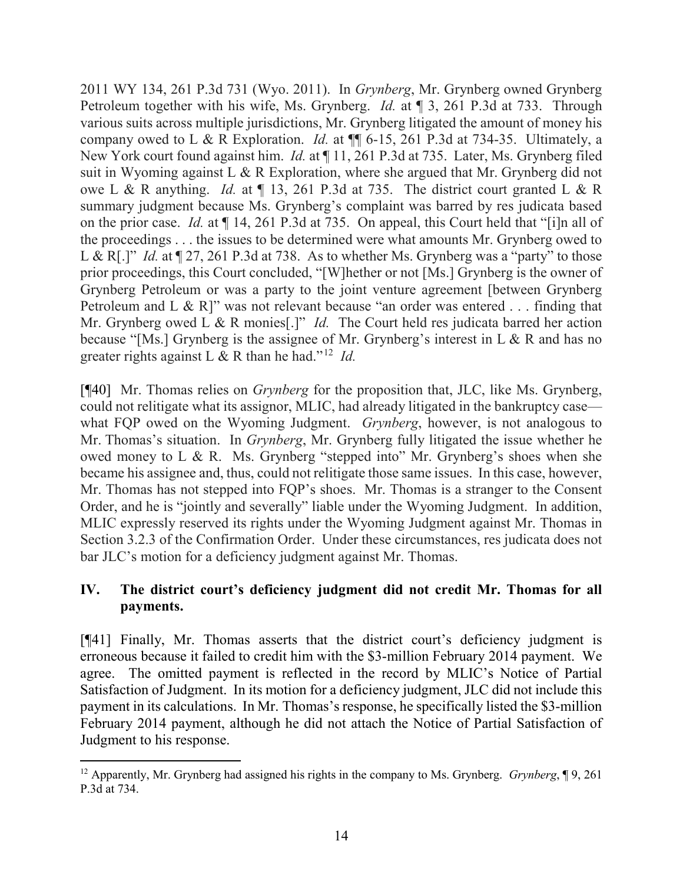2011 WY 134, 261 P.3d 731 (Wyo. 2011). In *Grynberg*, Mr. Grynberg owned Grynberg Petroleum together with his wife, Ms. Grynberg. *Id.* at ¶ 3, 261 P.3d at 733. Through various suits across multiple jurisdictions, Mr. Grynberg litigated the amount of money his company owed to L & R Exploration. *Id.* at ¶¶ 6-15, 261 P.3d at 734-35. Ultimately, a New York court found against him. *Id.* at ¶ 11, 261 P.3d at 735. Later, Ms. Grynberg filed suit in Wyoming against L & R Exploration, where she argued that Mr. Grynberg did not owe L & R anything. *Id.* at ¶ 13, 261 P.3d at 735. The district court granted L & R summary judgment because Ms. Grynberg's complaint was barred by res judicata based on the prior case. *Id.* at ¶ 14, 261 P.3d at 735. On appeal, this Court held that "[i]n all of the proceedings . . . the issues to be determined were what amounts Mr. Grynberg owed to L & R[.]" *Id.* at ¶ 27, 261 P.3d at 738. As to whether Ms. Grynberg was a "party" to those prior proceedings, this Court concluded, "[W]hether or not [Ms.] Grynberg is the owner of Grynberg Petroleum or was a party to the joint venture agreement [between Grynberg Petroleum and L & R]" was not relevant because "an order was entered . . . finding that Mr. Grynberg owed L & R monies[.]" *Id.* The Court held res judicata barred her action because "[Ms.] Grynberg is the assignee of Mr. Grynberg's interest in L & R and has no greater rights against L & R than he had."[12] *Id.*

[¶40] Mr. Thomas relies on *Grynberg* for the proposition that, JLC, like Ms. Grynberg, could not relitigate what its assignor, MLIC, had already litigated in the bankruptcy case—what FQP owed on the Wyoming Judgment. *Grynberg*, however, is not analogous to Mr. Thomas's situation. In *Grynberg*, Mr. Grynberg fully litigated the issue whether he owed money to L & R. Ms. Grynberg "stepped into" Mr. Grynberg's shoes when she became his assignee and, thus, could not relitigate those same issues. In this case, however, Mr. Thomas has not stepped into FQP's shoes. Mr. Thomas is a stranger to the Consent Order, and he is "jointly and severally" liable under the Wyoming Judgment. In addition, MLIC expressly reserved its rights under the Wyoming Judgment against Mr. Thomas in Section 3.2.3 of the Confirmation Order. Under these circumstances, res judicata does not bar JLC's motion for a deficiency judgment against Mr. Thomas.

## IV. The district court's deficiency judgment did not credit Mr. Thomas for all payments.

[¶41] Finally, Mr. Thomas asserts that the district court's deficiency judgment is erroneous because it failed to credit him with the \$3-million February 2014 payment. We agree. The omitted payment is reflected in the record by MLIC's Notice of Partial Satisfaction of Judgment. In its motion for a deficiency judgment, JLC did not include this payment in its calculations. In Mr. Thomas's response, he specifically listed the \$3-million February 2014 payment, although he did not attach the Notice of Partial Satisfaction of Judgment to his response.

---

[12] Apparently, Mr. Grynberg had assigned his rights in the company to Ms. Grynberg. *Grynberg*, ¶ 9, 261 P.3d at 734.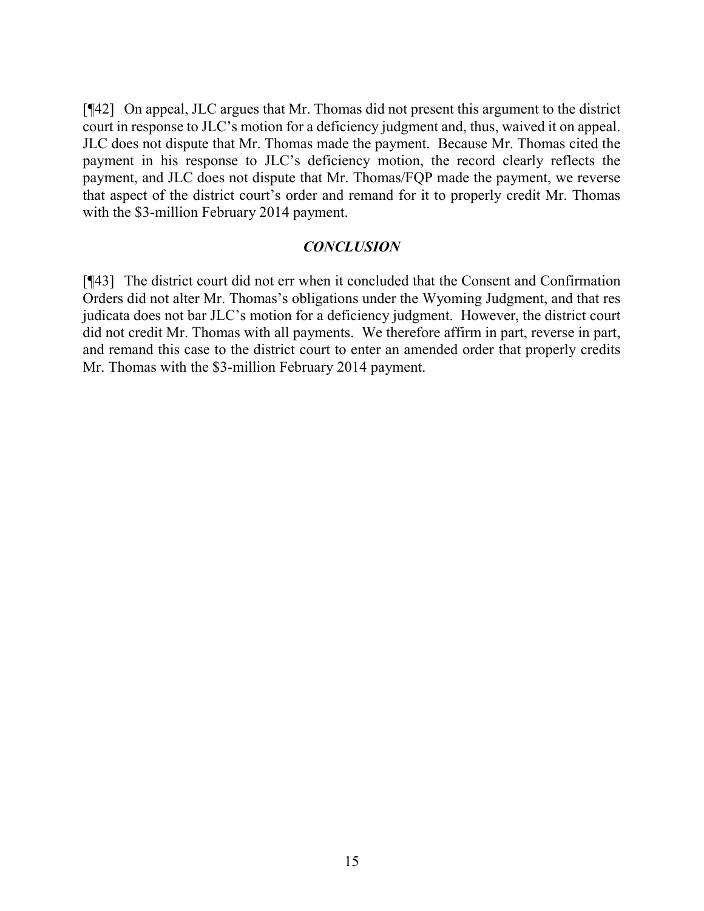[¶42] On appeal, JLC argues that Mr. Thomas did not present this argument to the district court in response to JLC's motion for a deficiency judgment and, thus, waived it on appeal. JLC does not dispute that Mr. Thomas made the payment. Because Mr. Thomas cited the payment in his response to JLC's deficiency motion, the record clearly reflects the payment, and JLC does not dispute that Mr. Thomas/FQP made the payment, we reverse that aspect of the district court's order and remand for it to properly credit Mr. Thomas with the $3-million February 2014 payment.

## *CONCLUSION*

[¶43] The district court did not err when it concluded that the Consent and Confirmation Orders did not alter Mr. Thomas's obligations under the Wyoming Judgment, and that res judicata does not bar JLC's motion for a deficiency judgment. However, the district court did not credit Mr. Thomas with all payments. We therefore affirm in part, reverse in part, and remand this case to the district court to enter an amended order that properly credits Mr. Thomas with the $3-million February 2014 payment.